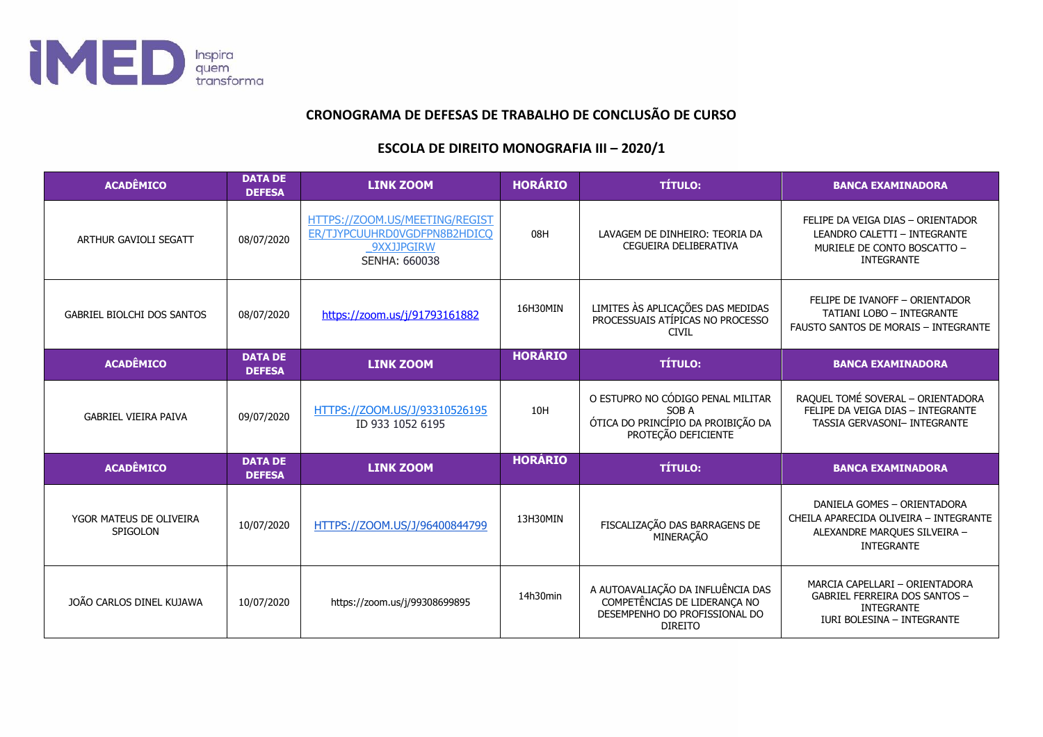## CRONOGRAMA DE DEFESAS DE TRABALHO DE CONCLUSÃO DE CURSO

## ESCOLA DE DIREITO MONOGRAFIA III – 2020/1

| ACADÊMICO | DATA DE DEFESA | LINK ZOOM | HORÁRIO | TÍTULO: | BANCA EXAMINADORA |
|---|---|---|---|---|---|
| ARTHUR GAVIOLI SEGATT | 08/07/2020 | HTTPS://ZOOM.US/MEETING/REGISTER/TJYPCUUHRD0VGDFPN8B2HDICQ_9XXJJPGIRW SENHA: 660038 | 08H | LAVAGEM DE DINHEIRO: TEORIA DA CEGUEIRA DELIBERATIVA | FELIPE DA VEIGA DIAS – ORIENTADOR LEANDRO CALETTI – INTEGRANTE MURIELE DE CONTO BOSCATTO – INTEGRANTE |
| GABRIEL BIOLCHI DOS SANTOS | 08/07/2020 | https://zoom.us/j/91793161882 | 16H30MIN | LIMITES ÀS APLICAÇÕES DAS MEDIDAS PROCESSUAIS ATÍPICAS NO PROCESSO CIVIL | FELIPE DE IVANOFF – ORIENTADOR TATIANI LOBO – INTEGRANTE FAUSTO SANTOS DE MORAIS – INTEGRANTE |
| **ACADÊMICO** | **DATA DE DEFESA** | **LINK ZOOM** | **HORÁRIO** | **TÍTULO:** | **BANCA EXAMINADORA** |
| GABRIEL VIEIRA PAIVA | 09/07/2020 | HTTPS://ZOOM.US/J/93310526195 ID 933 1052 6195 | 10H | O ESTUPRO NO CÓDIGO PENAL MILITAR SOB A ÓTICA DO PRINCÍPIO DA PROIBIÇÃO DA PROTEÇÃO DEFICIENTE | RAQUEL TOMÉ SOVERAL – ORIENTADORA FELIPE DA VEIGA DIAS – INTEGRANTE TASSIA GERVASONI– INTEGRANTE |
| **ACADÊMICO** | **DATA DE DEFESA** | **LINK ZOOM** | **HORÁRIO** | **TÍTULO:** | **BANCA EXAMINADORA** |
| YGOR MATEUS DE OLIVEIRA SPIGOLON | 10/07/2020 | HTTPS://ZOOM.US/J/96400844799 | 13H30MIN | FISCALIZAÇÃO DAS BARRAGENS DE MINERAÇÃO | DANIELA GOMES – ORIENTADORA CHEILA APARECIDA OLIVEIRA – INTEGRANTE ALEXANDRE MARQUES SILVEIRA – INTEGRANTE |
| JOÃO CARLOS DINEL KUJAWA | 10/07/2020 | https://zoom.us/j/99308699895 | 14h30min | A AUTOAVALIAÇÃO DA INFLUÊNCIA DAS COMPETÊNCIAS DE LIDERANÇA NO DESEMPENHO DO PROFISSIONAL DO DIREITO | MARCIA CAPELLARI – ORIENTADORA GABRIEL FERREIRA DOS SANTOS – INTEGRANTE IURI BOLESINA – INTEGRANTE |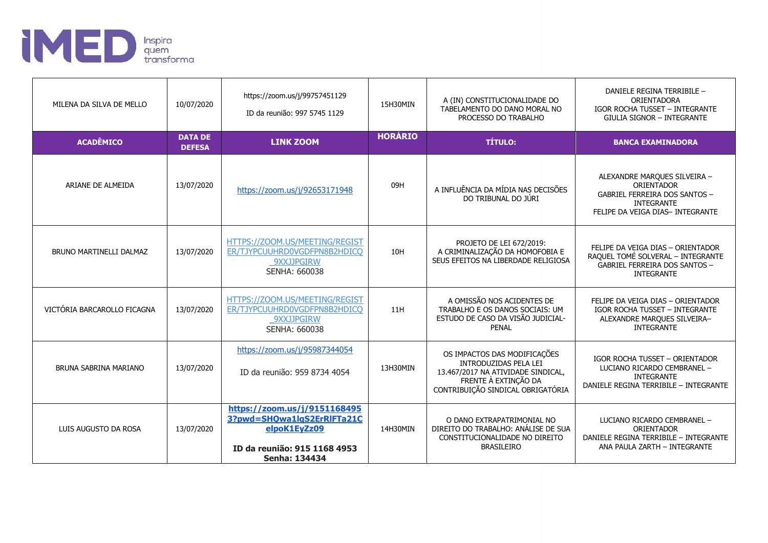| MILENA DA SILVA DE MELLO | 10/07/2020 | https://zoom.us/j/99757451129<br><br>ID da reunião: 997 5745 1129 | 15H30MIN | A (IN) CONSTITUCIONALIDADE DO TABELAMENTO DO DANO MORAL NO PROCESSO DO TRABALHO | DANIELE REGINA TERRIBILE – ORIENTADORA<br>IGOR ROCHA TUSSET – INTEGRANTE<br>GIULIA SIGNOR – INTEGRANTE |
|---|---|---|---|---|---|
| **ACADÊMICO** | **DATA DE DEFESA** | **LINK ZOOM** | **HORÁRIO** | **TÍTULO:** | **BANCA EXAMINADORA** |
| ARIANE DE ALMEIDA | 13/07/2020 | https://zoom.us/j/92653171948 | 09H | A INFLUÊNCIA DA MÍDIA NAS DECISÕES DO TRIBUNAL DO JÚRI | ALEXANDRE MARQUES SILVEIRA – ORIENTADOR<br>GABRIEL FERREIRA DOS SANTOS – INTEGRANTE<br>FELIPE DA VEIGA DIAS– INTEGRANTE |
| BRUNO MARTINELLI DALMAZ | 13/07/2020 | HTTPS://ZOOM.US/MEETING/REGISTER/TJYPCUUHRD0VGDFPN8B2HDICQ_9XXJJPGIRW<br>SENHA: 660038 | 10H | PROJETO DE LEI 672/2019: A CRIMINALIZAÇÃO DA HOMOFOBIA E SEUS EFEITOS NA LIBERDADE RELIGIOSA | FELIPE DA VEIGA DIAS – ORIENTADOR<br>RAQUEL TOMÉ SOLVERAL – INTEGRANTE<br>GABRIEL FERREIRA DOS SANTOS – INTEGRANTE |
| VICTÓRIA BARCAROLLO FICAGNA | 13/07/2020 | HTTPS://ZOOM.US/MEETING/REGISTER/TJYPCUUHRD0VGDFPN8B2HDICQ_9XXJJPGIRW<br>SENHA: 660038 | 11H | A OMISSÃO NOS ACIDENTES DE TRABALHO E OS DANOS SOCIAIS: UM ESTUDO DE CASO DA VISÃO JUDICIAL-PENAL | FELIPE DA VEIGA DIAS – ORIENTADOR<br>IGOR ROCHA TUSSET – INTEGRANTE<br>ALEXANDRE MARQUES SILVEIRA– INTEGRANTE |
| BRUNA SABRINA MARIANO | 13/07/2020 | https://zoom.us/j/95987344054<br><br>ID da reunião: 959 8734 4054 | 13H30MIN | OS IMPACTOS DAS MODIFICAÇÕES INTRODUZIDAS PELA LEI 13.467/2017 NA ATIVIDADE SINDICAL, FRENTE À EXTINÇÃO DA CONTRIBUIÇÃO SINDICAL OBRIGATÓRIA | IGOR ROCHA TUSSET – ORIENTADOR<br>LUCIANO RICARDO CEMBRANEL – INTEGRANTE<br>DANIELE REGINA TERRIBILE – INTEGRANTE |
| LUIS AUGUSTO DA ROSA | 13/07/2020 | **https://zoom.us/j/91511684953?pwd=SHQwa1lgS2ErRlFTa21CelpoK1EyZz09**<br><br>**ID da reunião: 915 1168 4953**<br>**Senha: 134434** | 14H30MIN | O DANO EXTRAPATRIMONIAL NO DIREITO DO TRABALHO: ANÁLISE DE SUA CONSTITUCIONALIDADE NO DIREITO BRASILEIRO | LUCIANO RICARDO CEMBRANEL – ORIENTADOR<br>DANIELE REGINA TERRIBILE – INTEGRANTE<br>ANA PAULA ZARTH – INTEGRANTE |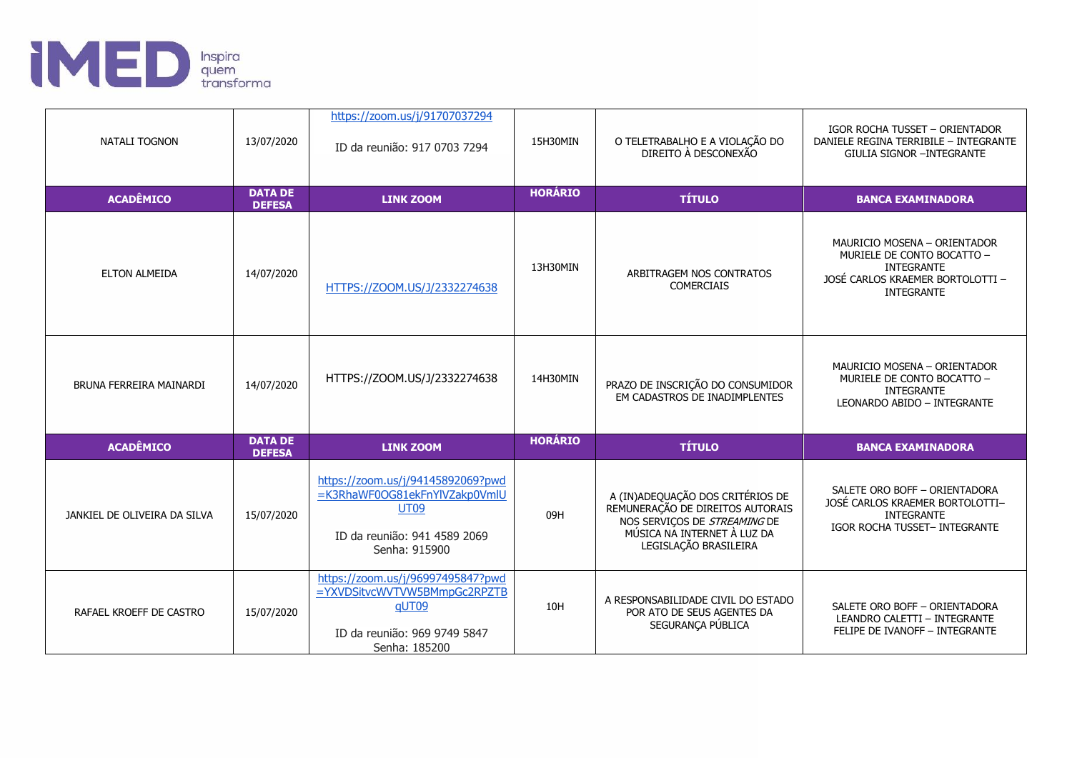| NATALI TOGNON | 13/07/2020 | https://zoom.us/j/91707037294<br><br>ID da reunião: 917 0703 7294 | 15H30MIN | O TELETRABALHO E A VIOLAÇÃO DO DIREITO À DESCONEXÃO | IGOR ROCHA TUSSET – ORIENTADOR<br>DANIELE REGINA TERRIBILE – INTEGRANTE<br>GIULIA SIGNOR –INTEGRANTE |
|---|---|---|---|---|---|
| **ACADÊMICO** | **DATA DE DEFESA** | **LINK ZOOM** | **HORÁRIO** | **TÍTULO** | **BANCA EXAMINADORA** |
| ELTON ALMEIDA | 14/07/2020 | HTTPS://ZOOM.US/J/2332274638 | 13H30MIN | ARBITRAGEM NOS CONTRATOS COMERCIAIS | MAURICIO MOSENA – ORIENTADOR<br>MURIELE DE CONTO BOCATTO – INTEGRANTE<br>JOSÉ CARLOS KRAEMER BORTOLOTTI – INTEGRANTE |
| BRUNA FERREIRA MAINARDI | 14/07/2020 | HTTPS://ZOOM.US/J/2332274638 | 14H30MIN | PRAZO DE INSCRIÇÃO DO CONSUMIDOR EM CADASTROS DE INADIMPLENTES | MAURICIO MOSENA – ORIENTADOR<br>MURIELE DE CONTO BOCATTO – INTEGRANTE<br>LEONARDO ABIDO – INTEGRANTE |
| **ACADÊMICO** | **DATA DE DEFESA** | **LINK ZOOM** | **HORÁRIO** | **TÍTULO** | **BANCA EXAMINADORA** |
| JANKIEL DE OLIVEIRA DA SILVA | 15/07/2020 | https://zoom.us/j/94145892069?pwd=K3RhaWF0OG81ekFnYlVZakp0VmlUUT09<br><br>ID da reunião: 941 4589 2069<br>Senha: 915900 | 09H | A (IN)ADEQUAÇÃO DOS CRITÉRIOS DE REMUNERAÇÃO DE DIREITOS AUTORAIS NOS SERVIÇOS DE *STREAMING* DE MÚSICA NA INTERNET À LUZ DA LEGISLAÇÃO BRASILEIRA | SALETE ORO BOFF – ORIENTADORA<br>JOSÉ CARLOS KRAEMER BORTOLOTTI– INTEGRANTE<br>IGOR ROCHA TUSSET– INTEGRANTE |
| RAFAEL KROEFF DE CASTRO | 15/07/2020 | https://zoom.us/j/96997495847?pwd=YXVDSitvcWVTVW5BMmpGc2RPZTBqUT09<br><br>ID da reunião: 969 9749 5847<br>Senha: 185200 | 10H | A RESPONSABILIDADE CIVIL DO ESTADO POR ATO DE SEUS AGENTES DA SEGURANÇA PÚBLICA | SALETE ORO BOFF – ORIENTADORA<br>LEANDRO CALETTI – INTEGRANTE<br>FELIPE DE IVANOFF – INTEGRANTE |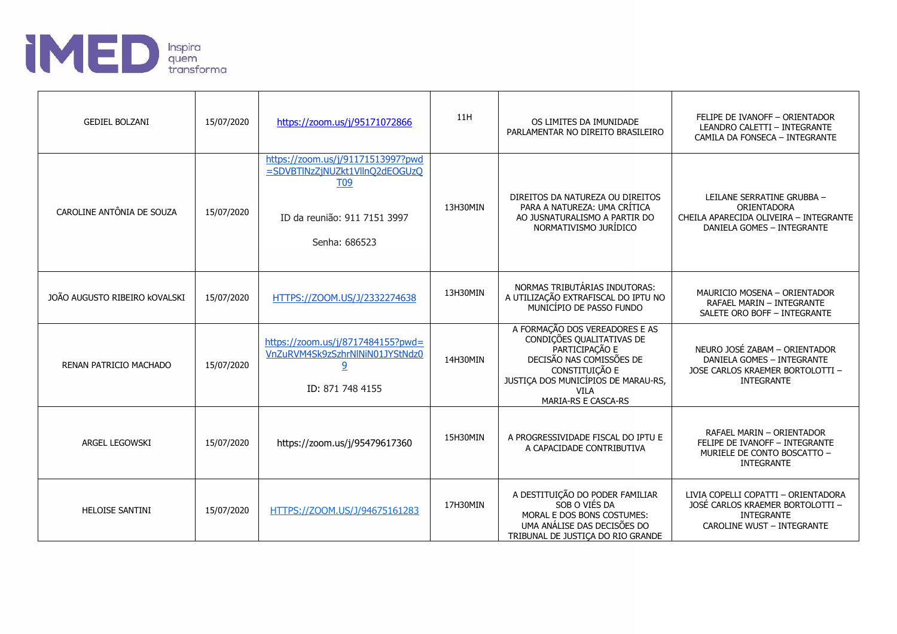| | | | | | |
|---|---|---|---|---|---|
| GEDIEL BOLZANI | 15/07/2020 | https://zoom.us/j/95171072866 | 11H | OS LIMITES DA IMUNIDADE PARLAMENTAR NO DIREITO BRASILEIRO | FELIPE DE IVANOFF – ORIENTADOR<br>LEANDRO CALETTI – INTEGRANTE<br>CAMILA DA FONSECA – INTEGRANTE |
| CAROLINE ANTÔNIA DE SOUZA | 15/07/2020 | https://zoom.us/j/91171513997?pwd=SDVBTlNzZjNUZkt1VllnQ2dEOGUzQT09<br><br>ID da reunião: 911 7151 3997<br><br>Senha: 686523 | 13H30MIN | DIREITOS DA NATUREZA OU DIREITOS PARA A NATUREZA: UMA CRÍTICA AO JUSNATURALISMO A PARTIR DO NORMATIVISMO JURÍDICO | LEILANE SERRATINE GRUBBA – ORIENTADORA<br>CHEILA APARECIDA OLIVEIRA – INTEGRANTE<br>DANIELA GOMES – INTEGRANTE |
| JOÃO AUGUSTO RIBEIRO kOVALSKI | 15/07/2020 | HTTPS://ZOOM.US/J/2332274638 | 13H30MIN | NORMAS TRIBUTÁRIAS INDUTORAS: A UTILIZAÇÃO EXTRAFISCAL DO IPTU NO MUNICÍPIO DE PASSO FUNDO | MAURICIO MOSENA – ORIENTADOR<br>RAFAEL MARIN – INTEGRANTE<br>SALETE ORO BOFF – INTEGRANTE |
| RENAN PATRICIO MACHADO | 15/07/2020 | https://zoom.us/j/8717484155?pwd=VnZuRVM4Sk9zSzhrNlNiN01JYStNdz09<br><br>ID: 871 748 4155 | 14H30MIN | A FORMAÇÃO DOS VEREADORES E AS CONDIÇÕES QUALITATIVAS DE PARTICIPAÇÃO E DECISÃO NAS COMISSÕES DE CONSTITUIÇÃO E JUSTIÇA DOS MUNICÍPIOS DE MARAU-RS, VILA MARIA-RS E CASCA-RS | NEURO JOSÉ ZABAM – ORIENTADOR<br>DANIELA GOMES – INTEGRANTE<br>JOSE CARLOS KRAEMER BORTOLOTTI – INTEGRANTE |
| ARGEL LEGOWSKI | 15/07/2020 | https://zoom.us/j/95479617360 | 15H30MIN | A PROGRESSIVIDADE FISCAL DO IPTU E A CAPACIDADE CONTRIBUTIVA | RAFAEL MARIN – ORIENTADOR<br>FELIPE DE IVANOFF – INTEGRANTE<br>MURIELE DE CONTO BOSCATTO – INTEGRANTE |
| HELOISE SANTINI | 15/07/2020 | HTTPS://ZOOM.US/J/94675161283 | 17H30MIN | A DESTITUIÇÃO DO PODER FAMILIAR SOB O VIÉS DA MORAL E DOS BONS COSTUMES: UMA ANÁLISE DAS DECISÕES DO TRIBUNAL DE JUSTIÇA DO RIO GRANDE | LIVIA COPELLI COPATTI – ORIENTADORA<br>JOSÉ CARLOS KRAEMER BORTOLOTTI – INTEGRANTE<br>CAROLINE WUST – INTEGRANTE |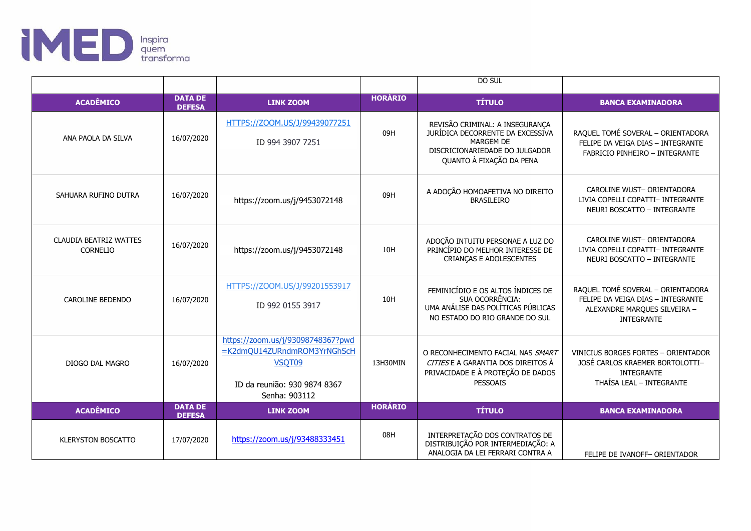|  |  |  |  | DO SUL |  |
|---|---|---|---|---|---|
| **ACADÊMICO** | **DATA DE DEFESA** | **LINK ZOOM** | **HORÁRIO** | **TÍTULO** | **BANCA EXAMINADORA** |
| ANA PAOLA DA SILVA | 16/07/2020 | HTTPS://ZOOM.US/J/99439077251<br><br>ID 994 3907 7251 | 09H | REVISÃO CRIMINAL: A INSEGURANÇA JURÍDICA DECORRENTE DA EXCESSIVA MARGEM DE DISCRICIONARIEDADE DO JULGADOR QUANTO À FIXAÇÃO DA PENA | RAQUEL TOMÉ SOVERAL – ORIENTADORA<br>FELIPE DA VEIGA DIAS – INTEGRANTE<br>FABRICIO PINHEIRO – INTEGRANTE |
| SAHUARA RUFINO DUTRA | 16/07/2020 | https://zoom.us/j/9453072148 | 09H | A ADOÇÃO HOMOAFETIVA NO DIREITO BRASILEIRO | CAROLINE WUST– ORIENTADORA<br>LIVIA COPELLI COPATTI– INTEGRANTE<br>NEURI BOSCATTO – INTEGRANTE |
| CLAUDIA BEATRIZ WATTES CORNELIO | 16/07/2020 | https://zoom.us/j/9453072148 | 10H | ADOÇÃO INTUITU PERSONAE A LUZ DO PRINCÍPIO DO MELHOR INTERESSE DE CRIANÇAS E ADOLESCENTES | CAROLINE WUST– ORIENTADORA<br>LIVIA COPELLI COPATTI– INTEGRANTE<br>NEURI BOSCATTO – INTEGRANTE |
| CAROLINE BEDENDO | 16/07/2020 | HTTPS://ZOOM.US/J/99201553917<br><br>ID 992 0155 3917 | 10H | FEMINICÍDIO E OS ALTOS ÍNDICES DE SUA OCORRÊNCIA:<br>UMA ANÁLISE DAS POLÍTICAS PÚBLICAS NO ESTADO DO RIO GRANDE DO SUL | RAQUEL TOMÉ SOVERAL – ORIENTADORA<br>FELIPE DA VEIGA DIAS – INTEGRANTE<br>ALEXANDRE MARQUES SILVEIRA – INTEGRANTE |
| DIOGO DAL MAGRO | 16/07/2020 | https://zoom.us/j/93098748367?pwd=K2dmQU14ZURndmROM3YrNGhScHVSQT09<br><br>ID da reunião: 930 9874 8367<br>Senha: 903112 | 13H30MIN | O RECONHECIMENTO FACIAL NAS *SMART CITIES* E A GARANTIA DOS DIREITOS À PRIVACIDADE E À PROTEÇÃO DE DADOS PESSOAIS | VINICIUS BORGES FORTES – ORIENTADOR<br>JOSÉ CARLOS KRAEMER BORTOLOTTI– INTEGRANTE<br>THAÍSA LEAL – INTEGRANTE |
| **ACADÊMICO** | **DATA DE DEFESA** | **LINK ZOOM** | **HORÁRIO** | **TÍTULO** | **BANCA EXAMINADORA** |
| KLERYSTON BOSCATTO | 17/07/2020 | https://zoom.us/j/93488333451 | 08H | INTERPRETAÇÃO DOS CONTRATOS DE DISTRIBUIÇÃO POR INTERMEDIAÇÃO: A ANALOGIA DA LEI FERRARI CONTRA A | FELIPE DE IVANOFF– ORIENTADOR |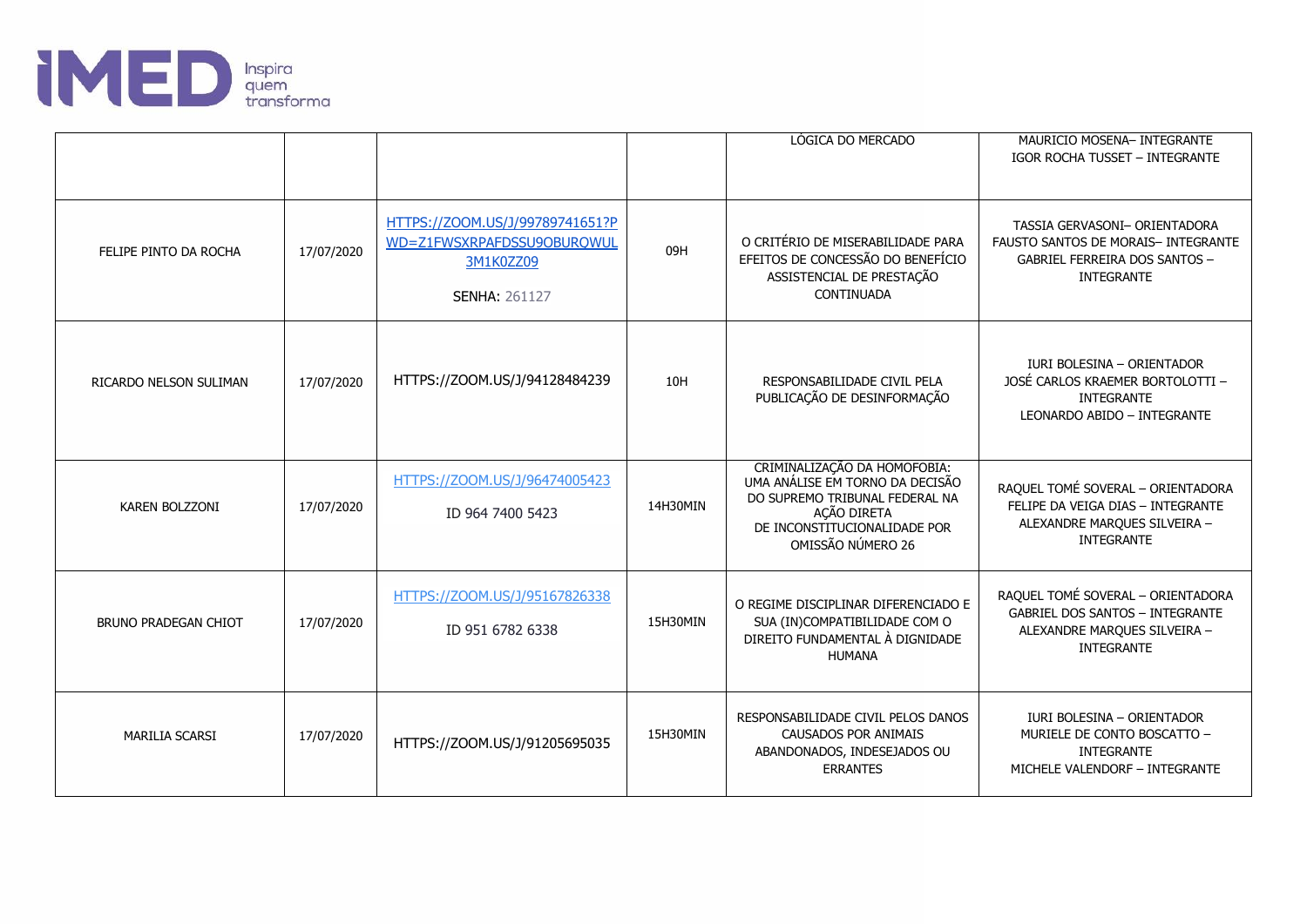| | | | | LÓGICA DO MERCADO | MAURICIO MOSENA– INTEGRANTE<br>IGOR ROCHA TUSSET – INTEGRANTE |
|---|---|---|---|---|---|
| FELIPE PINTO DA ROCHA | 17/07/2020 | HTTPS://ZOOM.US/J/99789741651?PWD=Z1FWSXRPAFDSSU9OBURQWUL3M1K0ZZ09<br><br>SENHA: 261127 | 09H | O CRITÉRIO DE MISERABILIDADE PARA EFEITOS DE CONCESSÃO DO BENEFÍCIO ASSISTENCIAL DE PRESTAÇÃO CONTINUADA | TASSIA GERVASONI– ORIENTADORA<br>FAUSTO SANTOS DE MORAIS– INTEGRANTE<br>GABRIEL FERREIRA DOS SANTOS – INTEGRANTE |
| RICARDO NELSON SULIMAN | 17/07/2020 | HTTPS://ZOOM.US/J/94128484239 | 10H | RESPONSABILIDADE CIVIL PELA PUBLICAÇÃO DE DESINFORMAÇÃO | IURI BOLESINA – ORIENTADOR<br>JOSÉ CARLOS KRAEMER BORTOLOTTI – INTEGRANTE<br>LEONARDO ABIDO – INTEGRANTE |
| KAREN BOLZZONI | 17/07/2020 | HTTPS://ZOOM.US/J/96474005423<br><br>ID 964 7400 5423 | 14H30MIN | CRIMINALIZAÇÃO DA HOMOFOBIA: UMA ANÁLISE EM TORNO DA DECISÃO DO SUPREMO TRIBUNAL FEDERAL NA AÇÃO DIRETA DE INCONSTITUCIONALIDADE POR OMISSÃO NÚMERO 26 | RAQUEL TOMÉ SOVERAL – ORIENTADORA<br>FELIPE DA VEIGA DIAS – INTEGRANTE<br>ALEXANDRE MARQUES SILVEIRA – INTEGRANTE |
| BRUNO PRADEGAN CHIOT | 17/07/2020 | HTTPS://ZOOM.US/J/95167826338<br><br>ID 951 6782 6338 | 15H30MIN | O REGIME DISCIPLINAR DIFERENCIADO E SUA (IN)COMPATIBILIDADE COM O DIREITO FUNDAMENTAL À DIGNIDADE HUMANA | RAQUEL TOMÉ SOVERAL – ORIENTADORA<br>GABRIEL DOS SANTOS – INTEGRANTE<br>ALEXANDRE MARQUES SILVEIRA – INTEGRANTE |
| MARILIA SCARSI | 17/07/2020 | HTTPS://ZOOM.US/J/91205695035 | 15H30MIN | RESPONSABILIDADE CIVIL PELOS DANOS CAUSADOS POR ANIMAIS ABANDONADOS, INDESEJADOS OU ERRANTES | IURI BOLESINA – ORIENTADOR<br>MURIELE DE CONTO BOSCATTO – INTEGRANTE<br>MICHELE VALENDORF – INTEGRANTE |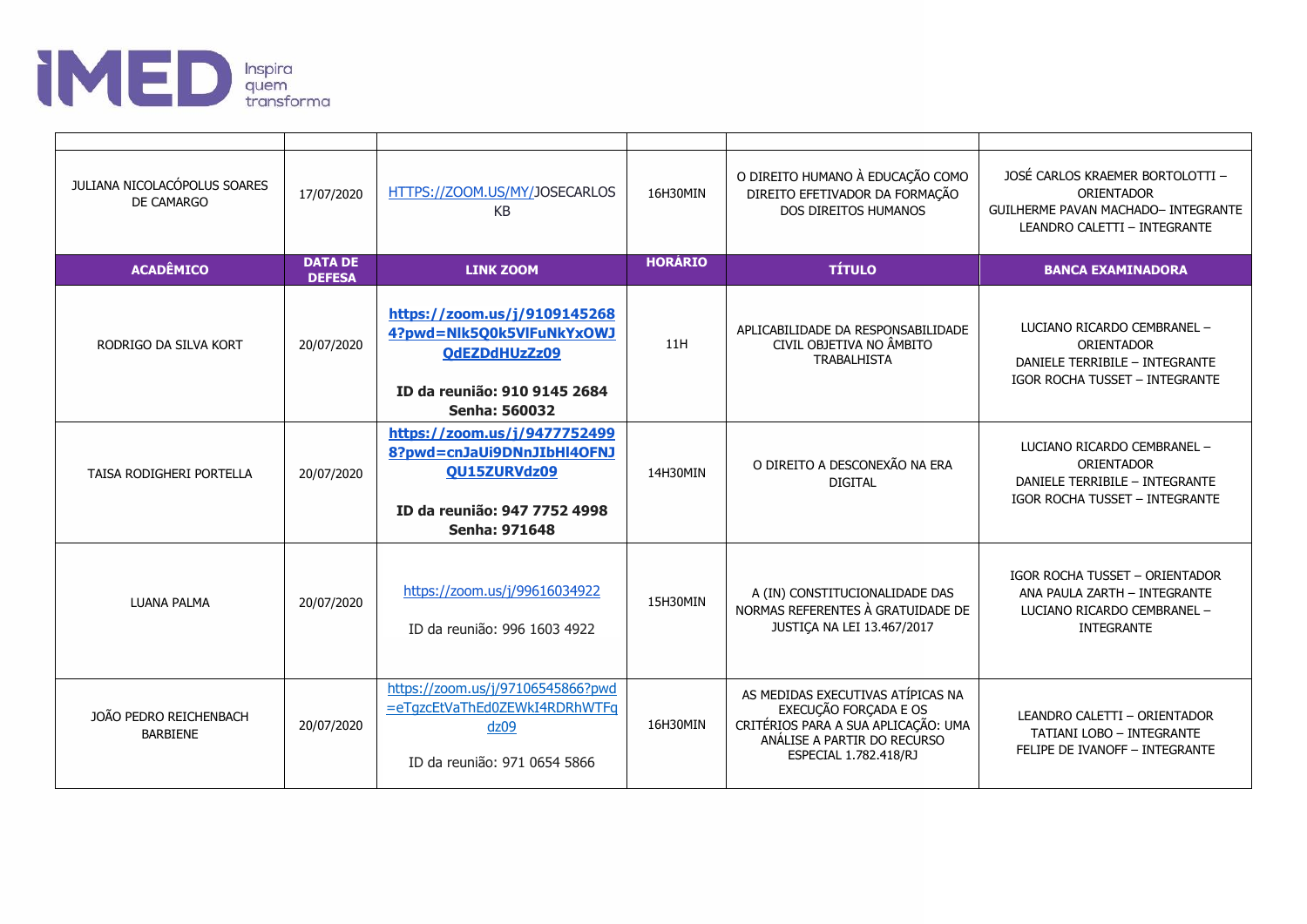| | | | | | |
|---|---|---|---|---|---|
| JULIANA NICOLACÓPOLUS SOARES DE CAMARGO | 17/07/2020 | HTTPS://ZOOM.US/MY/JOSECARLOSKB | 16H30MIN | O DIREITO HUMANO À EDUCAÇÃO COMO DIREITO EFETIVADOR DA FORMAÇÃO DOS DIREITOS HUMANOS | JOSÉ CARLOS KRAEMER BORTOLOTTI – ORIENTADOR<br>GUILHERME PAVAN MACHADO– INTEGRANTE<br>LEANDRO CALETTI – INTEGRANTE |
| **ACADÊMICO** | **DATA DE DEFESA** | **LINK ZOOM** | **HORÁRIO** | **TÍTULO** | **BANCA EXAMINADORA** |
| RODRIGO DA SILVA KORT | 20/07/2020 | **https://zoom.us/j/91091452684?pwd=Nlk5Q0k5VlFuNkYxOWJQdEZDdHUzZz09**<br><br>**ID da reunião: 910 9145 2684**<br>**Senha: 560032** | 11H | APLICABILIDADE DA RESPONSABILIDADE CIVIL OBJETIVA NO ÂMBITO TRABALHISTA | LUCIANO RICARDO CEMBRANEL – ORIENTADOR<br>DANIELE TERRIBILE – INTEGRANTE<br>IGOR ROCHA TUSSET – INTEGRANTE |
| TAISA RODIGHERI PORTELLA | 20/07/2020 | **https://zoom.us/j/94777524998?pwd=cnJaUi9DNnJIbHI4OFNJQU15ZURVdz09**<br><br>**ID da reunião: 947 7752 4998**<br>**Senha: 971648** | 14H30MIN | O DIREITO A DESCONEXÃO NA ERA DIGITAL | LUCIANO RICARDO CEMBRANEL – ORIENTADOR<br>DANIELE TERRIBILE – INTEGRANTE<br>IGOR ROCHA TUSSET – INTEGRANTE |
| LUANA PALMA | 20/07/2020 | https://zoom.us/j/99616034922<br><br>ID da reunião: 996 1603 4922 | 15H30MIN | A (IN) CONSTITUCIONALIDADE DAS NORMAS REFERENTES À GRATUIDADE DE JUSTIÇA NA LEI 13.467/2017 | IGOR ROCHA TUSSET – ORIENTADOR<br>ANA PAULA ZARTH – INTEGRANTE<br>LUCIANO RICARDO CEMBRANEL – INTEGRANTE |
| JOÃO PEDRO REICHENBACH BARBIENE | 20/07/2020 | https://zoom.us/j/97106545866?pwd=eTgzcEtVaThEd0ZEWkI4RDRhWTFqdz09<br><br>ID da reunião: 971 0654 5866 | 16H30MIN | AS MEDIDAS EXECUTIVAS ATÍPICAS NA EXECUÇÃO FORÇADA E OS CRITÉRIOS PARA A SUA APLICAÇÃO: UMA ANÁLISE A PARTIR DO RECURSO ESPECIAL 1.782.418/RJ | LEANDRO CALETTI – ORIENTADOR<br>TATIANI LOBO – INTEGRANTE<br>FELIPE DE IVANOFF – INTEGRANTE |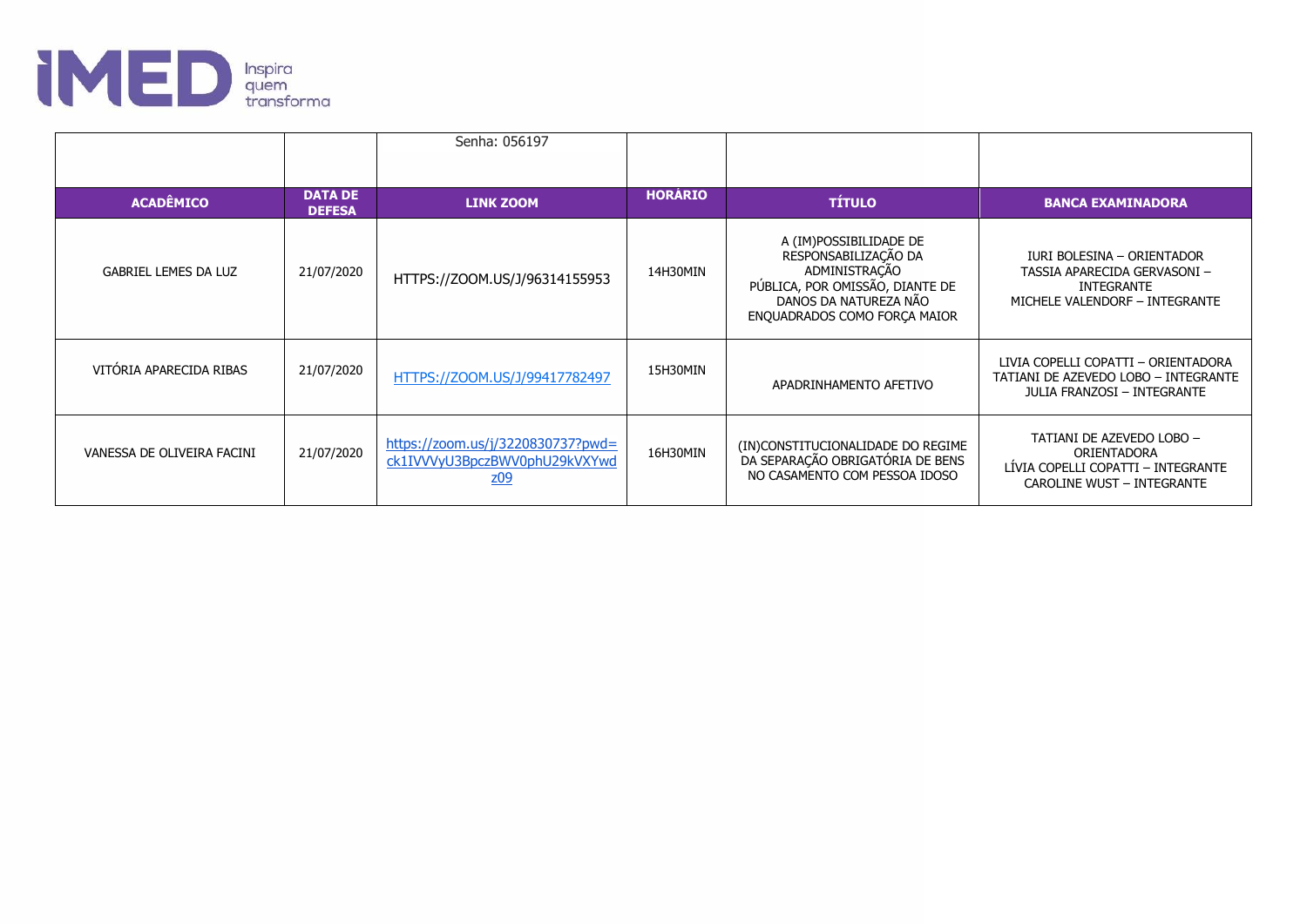| | | | | | |
|---|---|---|---|---|---|
| | | Senha: 056197 | | | |
| **ACADÊMICO** | **DATA DE DEFESA** | **LINK ZOOM** | **HORÁRIO** | **TÍTULO** | **BANCA EXAMINADORA** |
| GABRIEL LEMES DA LUZ | 21/07/2020 | HTTPS://ZOOM.US/J/96314155953 | 14H30MIN | A (IM)POSSIBILIDADE DE RESPONSABILIZAÇÃO DA ADMINISTRAÇÃO PÚBLICA, POR OMISSÃO, DIANTE DE DANOS DA NATUREZA NÃO ENQUADRADOS COMO FORÇA MAIOR | IURI BOLESINA – ORIENTADOR<br>TASSIA APARECIDA GERVASONI – INTEGRANTE<br>MICHELE VALENDORF – INTEGRANTE |
| VITÓRIA APARECIDA RIBAS | 21/07/2020 | HTTPS://ZOOM.US/J/99417782497 | 15H30MIN | APADRINHAMENTO AFETIVO | LIVIA COPELLI COPATTI – ORIENTADORA<br>TATIANI DE AZEVEDO LOBO – INTEGRANTE<br>JULIA FRANZOSI – INTEGRANTE |
| VANESSA DE OLIVEIRA FACINI | 21/07/2020 | https://zoom.us/j/3220830737?pwd=ck1IVVVyU3BpczBWV0phU29kVXYwdz09 | 16H30MIN | (IN)CONSTITUCIONALIDADE DO REGIME DA SEPARAÇÃO OBRIGATÓRIA DE BENS NO CASAMENTO COM PESSOA IDOSO | TATIANI DE AZEVEDO LOBO – ORIENTADORA<br>LÍVIA COPELLI COPATTI – INTEGRANTE<br>CAROLINE WUST – INTEGRANTE |